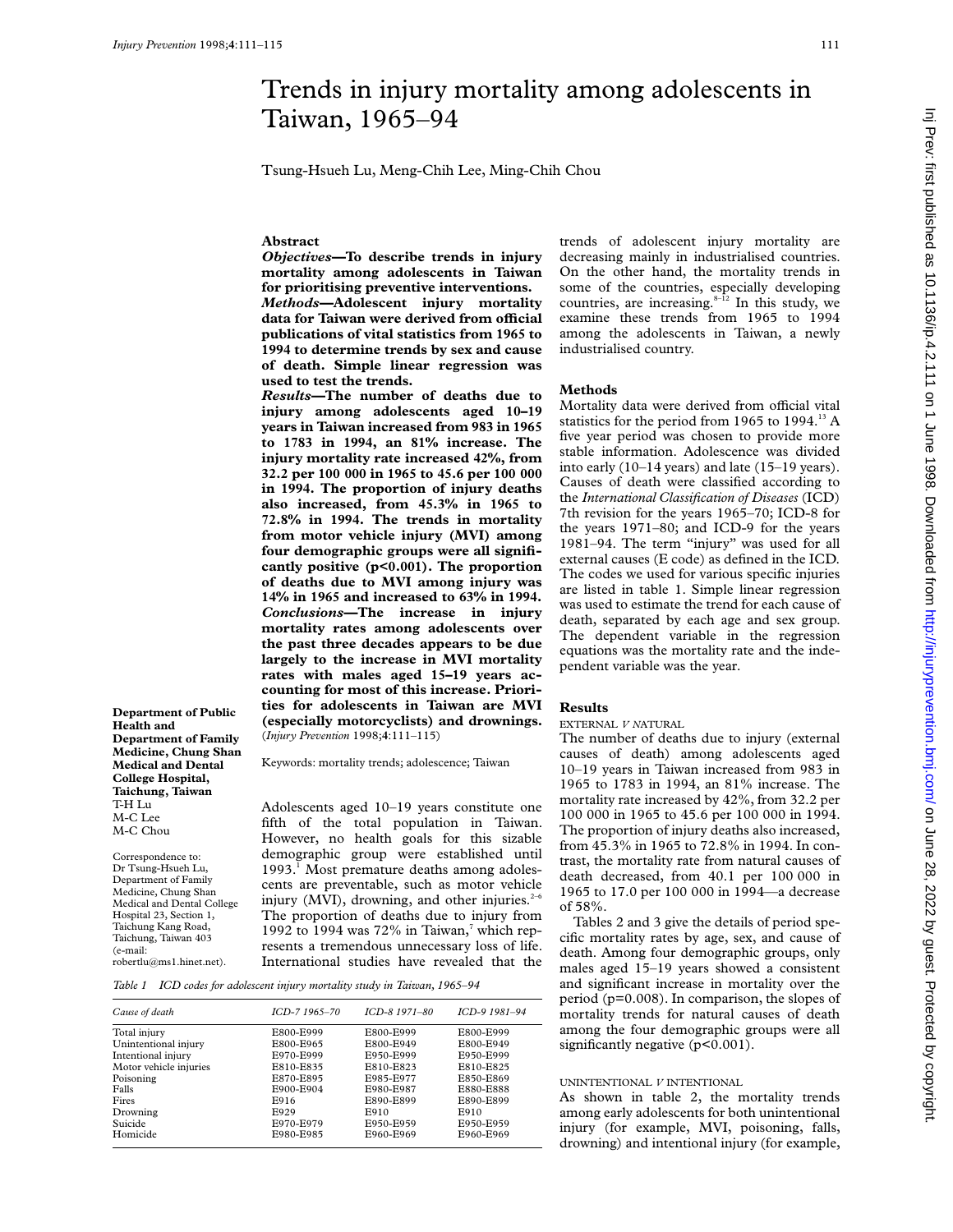# Trends in injury mortality among adolescents in Taiwan, 1965–94

Tsung-Hsueh Lu, Meng-Chih Lee, Ming-Chih Chou

## Abstract

***Objectives*—To describe trends in injury mortality among adolescents in Taiwan for prioritising preventive interventions.**

***Methods*—Adolescent injury mortality data for Taiwan were derived from official publications of vital statistics from 1965 to 1994 to determine trends by sex and cause of death. Simple linear regression was used to test the trends.**

***Results*—The number of deaths due to injury among adolescents aged 10–19 years in Taiwan increased from 983 in 1965 to 1783 in 1994, an 81% increase. The injury mortality rate increased 42%, from 32.2 per 100 000 in 1965 to 45.6 per 100 000 in 1994. The proportion of injury deaths also increased, from 45.3% in 1965 to 72.8% in 1994. The trends in mortality from motor vehicle injury (MVI) among four demographic groups were all significantly positive (p<0.001). The proportion of deaths due to MVI among injury was 14% in 1965 and increased to 63% in 1994.**

***Conclusions*—The increase in injury mortality rates among adolescents over the past three decades appears to be due largely to the increase in MVI mortality rates with males aged 15–19 years accounting for most of this increase. Priorities for adolescents in Taiwan are MVI (especially motorcyclists) and drownings.**
(*Injury Prevention* 1998;**4**:111–115)

Keywords: mortality trends; adolescence; Taiwan

**Department of Public Health and Department of Family Medicine, Chung Shan Medical and Dental College Hospital, Taichung, Taiwan**
T-H Lu
M-C Lee
M-C Chou

Correspondence to: Dr Tsung-Hsueh Lu, Department of Family Medicine, Chung Shan Medical and Dental College Hospital 23, Section 1, Taichung Kang Road, Taichung, Taiwan 403 (e-mail: robertlu@ms1.hinet.net).

Adolescents aged 10–19 years constitute one fifth of the total population in Taiwan. However, no health goals for this sizable demographic group were established until 1993.[1] Most premature deaths among adolescents are preventable, such as motor vehicle injury (MVI), drowning, and other injuries.[2–6] The proportion of deaths due to injury from 1992 to 1994 was 72% in Taiwan,[7] which represents a tremendous unnecessary loss of life. International studies have revealed that the trends of adolescent injury mortality are decreasing mainly in industrialised countries. On the other hand, the mortality trends in some of the countries, especially developing countries, are increasing.[8–12] In this study, we examine these trends from 1965 to 1994 among the adolescents in Taiwan, a newly industrialised country.

*Table 1 ICD codes for adolescent injury mortality study in Taiwan, 1965–94*

| *Cause of death* | *ICD-7 1965–70* | *ICD-8 1971–80* | *ICD-9 1981–94* |
|---|---|---|---|
| Total injury | E800-E999 | E800-E999 | E800-E999 |
| Unintentional injury | E800-E965 | E800-E949 | E800-E949 |
| Intentional injury | E970-E999 | E950-E999 | E950-E999 |
| Motor vehicle injuries | E810-E835 | E810-E823 | E810-E825 |
| Poisoning | E870-E895 | E985-E977 | E850-E869 |
| Falls | E900-E904 | E980-E987 | E880-E888 |
| Fires | E916 | E890-E899 | E890-E899 |
| Drowning | E929 | E910 | E910 |
| Suicide | E970-E979 | E950-E959 | E950-E959 |
| Homicide | E980-E985 | E960-E969 | E960-E969 |

## Methods

Mortality data were derived from official vital statistics for the period from 1965 to 1994.[13] A five year period was chosen to provide more stable information. Adolescence was divided into early (10–14 years) and late (15–19 years). Causes of death were classified according to the *International Classification of Diseases* (ICD) 7th revision for the years 1965–70; ICD-8 for the years 1971–80; and ICD-9 for the years 1981–94. The term "injury" was used for all external causes (E code) as defined in the ICD. The codes we used for various specific injuries are listed in table 1. Simple linear regression was used to estimate the trend for each cause of death, separated by each age and sex group. The dependent variable in the regression equations was the mortality rate and the independent variable was the year.

## Results

### EXTERNAL *V* NATURAL

The number of deaths due to injury (external causes of death) among adolescents aged 10–19 years in Taiwan increased from 983 in 1965 to 1783 in 1994, an 81% increase. The mortality rate increased by 42%, from 32.2 per 100 000 in 1965 to 45.6 per 100 000 in 1994. The proportion of injury deaths also increased, from 45.3% in 1965 to 72.8% in 1994. In contrast, the mortality rate from natural causes of death decreased, from 40.1 per 100 000 in 1965 to 17.0 per 100 000 in 1994—a decrease of 58%.

Tables 2 and 3 give the details of period specific mortality rates by age, sex, and cause of death. Among four demographic groups, only males aged 15–19 years showed a consistent and significant increase in mortality over the period (p=0.008). In comparison, the slopes of mortality trends for natural causes of death among the four demographic groups were all significantly negative (p<0.001).

### UNINTENTIONAL *V* INTENTIONAL

As shown in table 2, the mortality trends among early adolescents for both unintentional injury (for example, MVI, poisoning, falls, drowning) and intentional injury (for example,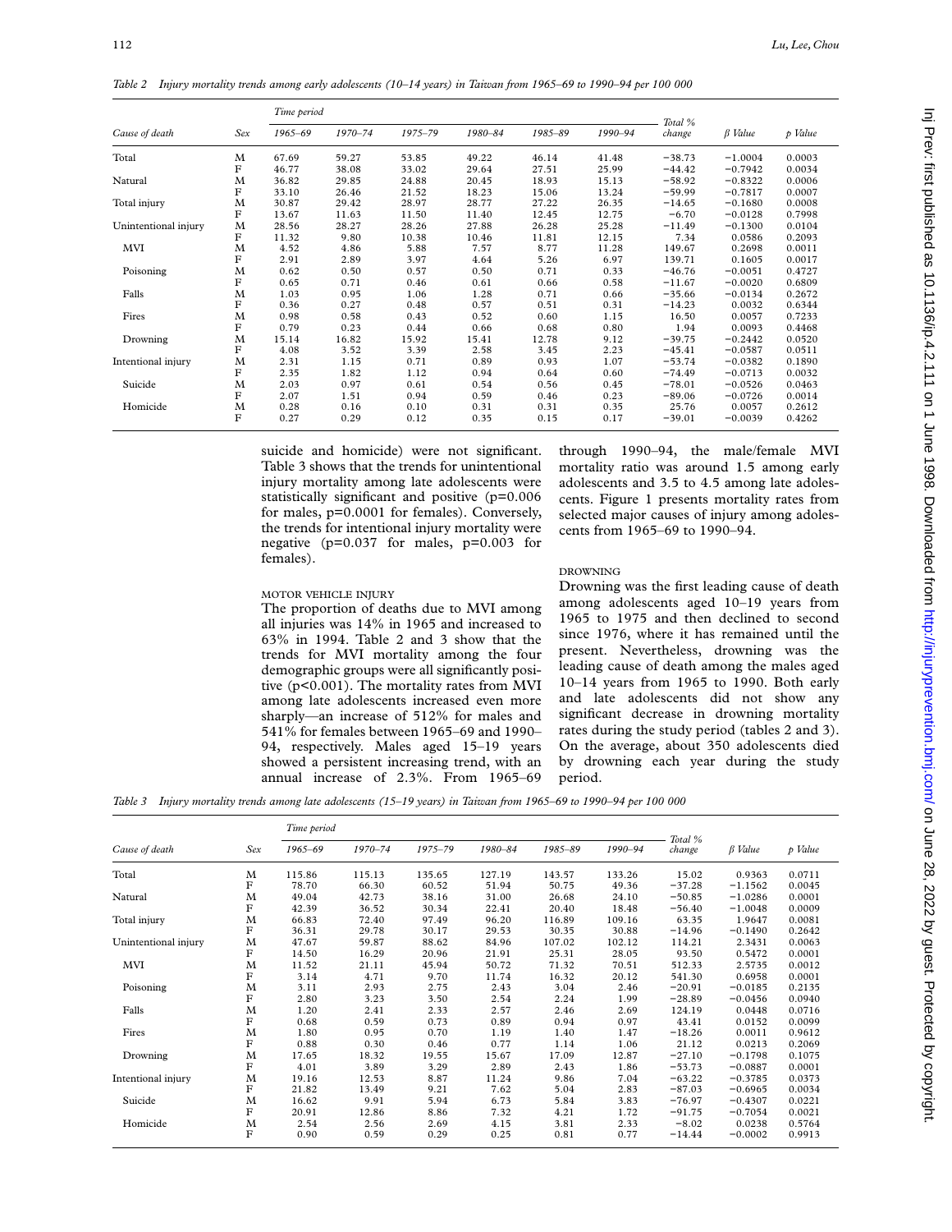*Table 2 Injury mortality trends among early adolescents (10–14 years) in Taiwan from 1965–69 to 1990–94 per 100 000*

| Cause of death | Sex | Time period 1965–69 | 1970–74 | 1975–79 | 1980–84 | 1985–89 | 1990–94 | Total % change | β Value | p Value |
|---|---|---|---|---|---|---|---|---|---|---|
| Total | M | 67.69 | 59.27 | 53.85 | 49.22 | 46.14 | 41.48 | −38.73 | −1.0004 | 0.0003 |
| | F | 46.77 | 38.08 | 33.02 | 29.64 | 27.51 | 25.99 | −44.42 | −0.7942 | 0.0034 |
| Natural | M | 36.82 | 29.85 | 24.88 | 20.45 | 18.93 | 15.13 | −58.92 | −0.8322 | 0.0006 |
| | F | 33.10 | 26.46 | 21.52 | 18.23 | 15.06 | 13.24 | −59.99 | −0.7817 | 0.0007 |
| Total injury | M | 30.87 | 29.42 | 28.97 | 28.77 | 27.22 | 26.35 | −14.65 | −0.1680 | 0.0008 |
| | F | 13.67 | 11.63 | 11.50 | 11.40 | 12.45 | 12.75 | −6.70 | −0.0128 | 0.7998 |
| Unintentional injury | M | 28.56 | 28.27 | 28.26 | 27.88 | 26.28 | 25.28 | −11.49 | −0.1300 | 0.0104 |
| | F | 11.32 | 9.80 | 10.38 | 10.46 | 11.81 | 12.15 | 7.34 | 0.0586 | 0.2093 |
| MVI | M | 4.52 | 4.86 | 5.88 | 7.57 | 8.77 | 11.28 | 149.67 | 0.2698 | 0.0011 |
| | F | 2.91 | 2.89 | 3.97 | 4.64 | 5.26 | 6.97 | 139.71 | 0.1605 | 0.0017 |
| Poisoning | M | 0.62 | 0.50 | 0.57 | 0.50 | 0.71 | 0.33 | −46.76 | −0.0051 | 0.4727 |
| | F | 0.65 | 0.71 | 0.46 | 0.61 | 0.66 | 0.58 | −11.67 | −0.0020 | 0.6809 |
| Falls | M | 1.03 | 0.95 | 1.06 | 1.28 | 0.71 | 0.66 | −35.66 | −0.0134 | 0.2672 |
| | F | 0.36 | 0.27 | 0.48 | 0.57 | 0.51 | 0.31 | −14.23 | 0.0032 | 0.6344 |
| Fires | M | 0.98 | 0.58 | 0.43 | 0.52 | 0.60 | 1.15 | 16.50 | 0.0057 | 0.7233 |
| | F | 0.79 | 0.23 | 0.44 | 0.66 | 0.68 | 0.80 | 1.94 | 0.0093 | 0.4468 |
| Drowning | M | 15.14 | 16.82 | 15.92 | 15.41 | 12.78 | 9.12 | −39.75 | −0.2442 | 0.0520 |
| | F | 4.08 | 3.52 | 3.39 | 2.58 | 3.45 | 2.23 | −45.41 | −0.0587 | 0.0511 |
| Intentional injury | M | 2.31 | 1.15 | 0.71 | 0.89 | 0.93 | 1.07 | −53.74 | −0.0382 | 0.1890 |
| | F | 2.35 | 1.82 | 1.12 | 0.94 | 0.64 | 0.60 | −74.49 | −0.0713 | 0.0032 |
| Suicide | M | 2.03 | 0.97 | 0.61 | 0.54 | 0.56 | 0.45 | −78.01 | −0.0526 | 0.0463 |
| | F | 2.07 | 1.51 | 0.94 | 0.59 | 0.46 | 0.23 | −89.06 | −0.0726 | 0.0014 |
| Homicide | M | 0.28 | 0.16 | 0.10 | 0.31 | 0.31 | 0.35 | 25.76 | 0.0057 | 0.2612 |
| | F | 0.27 | 0.29 | 0.12 | 0.35 | 0.15 | 0.17 | −39.01 | −0.0039 | 0.4262 |

suicide and homicide) were not significant. Table 3 shows that the trends for unintentional injury mortality among late adolescents were statistically significant and positive (p=0.006 for males, p=0.0001 for females). Conversely, the trends for intentional injury mortality were negative (p=0.037 for males, p=0.003 for females).

### MOTOR VEHICLE INJURY

The proportion of deaths due to MVI among all injuries was 14% in 1965 and increased to 63% in 1994. Table 2 and 3 show that the trends for MVI mortality among the four demographic groups were all significantly positive (p<0.001). The mortality rates from MVI among late adolescents increased even more sharply—an increase of 512% for males and 541% for females between 1965–69 and 1990–94, respectively. Males aged 15–19 years showed a persistent increasing trend, with an annual increase of 2.3%. From 1965–69 through 1990–94, the male/female MVI mortality ratio was around 1.5 among early adolescents and 3.5 to 4.5 among late adolescents. Figure 1 presents mortality rates from selected major causes of injury among adolescents from 1965–69 to 1990–94.

### DROWNING

Drowning was the first leading cause of death among adolescents aged 10–19 years from 1965 to 1975 and then declined to second since 1976, where it has remained until the present. Nevertheless, drowning was the leading cause of death among the males aged 10–14 years from 1965 to 1990. Both early and late adolescents did not show any significant decrease in drowning mortality rates during the study period (tables 2 and 3). On the average, about 350 adolescents died by drowning each year during the study period.

*Table 3 Injury mortality trends among late adolescents (15–19 years) in Taiwan from 1965–69 to 1990–94 per 100 000*

| Cause of death | Sex | Time period 1965–69 | 1970–74 | 1975–79 | 1980–84 | 1985–89 | 1990–94 | Total % change | β Value | p Value |
|---|---|---|---|---|---|---|---|---|---|---|
| Total | M | 115.86 | 115.13 | 135.65 | 127.19 | 143.57 | 133.26 | 15.02 | 0.9363 | 0.0711 |
| | F | 78.70 | 66.30 | 60.52 | 51.94 | 50.75 | 49.36 | −37.28 | −1.1562 | 0.0045 |
| Natural | M | 49.04 | 42.73 | 38.16 | 31.00 | 26.68 | 24.10 | −50.85 | −1.0286 | 0.0001 |
| | F | 42.39 | 36.52 | 30.34 | 22.41 | 20.40 | 18.48 | −56.40 | −1.0048 | 0.0009 |
| Total injury | M | 66.83 | 72.40 | 97.49 | 96.20 | 116.89 | 109.16 | 63.35 | 1.9647 | 0.0081 |
| | F | 36.31 | 29.78 | 30.17 | 29.53 | 30.35 | 30.88 | −14.96 | −0.1490 | 0.2642 |
| Unintentional injury | M | 47.67 | 59.87 | 88.62 | 84.96 | 107.02 | 102.12 | 114.21 | 2.3431 | 0.0063 |
| | F | 14.50 | 16.29 | 20.96 | 21.91 | 25.31 | 28.05 | 93.50 | 0.5472 | 0.0001 |
| MVI | M | 11.52 | 21.11 | 45.94 | 50.72 | 71.32 | 70.51 | 512.33 | 2.5735 | 0.0012 |
| | F | 3.14 | 4.71 | 9.70 | 11.74 | 16.32 | 20.12 | 541.30 | 0.6958 | 0.0001 |
| Poisoning | M | 3.11 | 2.93 | 2.75 | 2.43 | 3.04 | 2.46 | −20.91 | −0.0185 | 0.2135 |
| | F | 2.80 | 3.23 | 3.50 | 2.54 | 2.24 | 1.99 | −28.89 | −0.0456 | 0.0940 |
| Falls | M | 1.20 | 2.41 | 2.33 | 2.57 | 2.46 | 2.69 | 124.19 | 0.0448 | 0.0716 |
| | F | 0.68 | 0.59 | 0.73 | 0.89 | 0.94 | 0.97 | 43.41 | 0.0152 | 0.0099 |
| Fires | M | 1.80 | 0.95 | 0.70 | 1.19 | 1.40 | 1.47 | −18.26 | 0.0011 | 0.9612 |
| | F | 0.88 | 0.30 | 0.46 | 0.77 | 1.14 | 1.06 | 21.12 | 0.0213 | 0.2069 |
| Drowning | M | 17.65 | 18.32 | 19.55 | 15.67 | 17.09 | 12.87 | −27.10 | −0.1798 | 0.1075 |
| | F | 4.01 | 3.89 | 3.29 | 2.89 | 2.43 | 1.86 | −53.73 | −0.0887 | 0.0001 |
| Intentional injury | M | 19.16 | 12.53 | 8.87 | 11.24 | 9.86 | 7.04 | −63.22 | −0.3785 | 0.0373 |
| | F | 21.82 | 13.49 | 9.21 | 7.62 | 5.04 | 2.83 | −87.03 | −0.6965 | 0.0034 |
| Suicide | M | 16.62 | 9.91 | 5.94 | 6.73 | 5.84 | 3.83 | −76.97 | −0.4307 | 0.0221 |
| | F | 20.91 | 12.86 | 8.86 | 7.32 | 4.21 | 1.72 | −91.75 | −0.7054 | 0.0021 |
| Homicide | M | 2.54 | 2.56 | 2.69 | 4.15 | 3.81 | 2.33 | −8.02 | 0.0238 | 0.5764 |
| | F | 0.90 | 0.59 | 0.29 | 0.25 | 0.81 | 0.77 | −14.44 | −0.0002 | 0.9913 |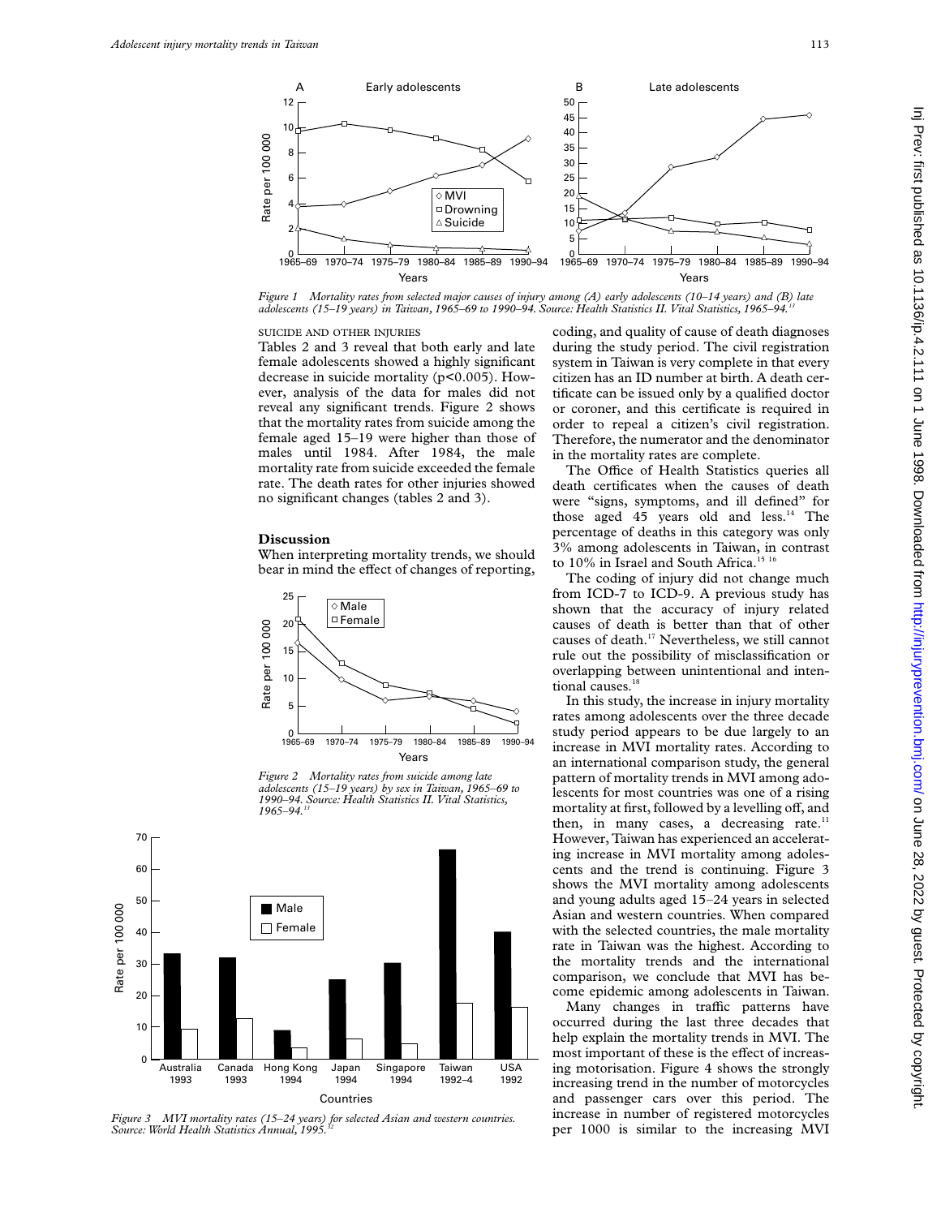*Figure 1 Mortality rates from selected major causes of injury among (A) early adolescents (10–14 years) and (B) late adolescents (15–19 years) in Taiwan, 1965–69 to 1990–94. Source: Health Statistics II. Vital Statistics, 1965–94.*[13]

SUICIDE AND OTHER INJURIES

Tables 2 and 3 reveal that both early and late female adolescents showed a highly significant decrease in suicide mortality ($p<0.005$). However, analysis of the data for males did not reveal any significant trends. Figure 2 shows that the mortality rates from suicide among the female aged 15–19 were higher than those of males until 1984. After 1984, the male mortality rate from suicide exceeded the female rate. The death rates for other injuries showed no significant changes (tables 2 and 3).

## Discussion

When interpreting mortality trends, we should bear in mind the effect of changes of reporting, coding, and quality of cause of death diagnoses during the study period. The civil registration system in Taiwan is very complete in that every citizen has an ID number at birth. A death certificate can be issued only by a qualified doctor or coroner, and this certificate is required in order to repeal a citizen's civil registration. Therefore, the numerator and the denominator in the mortality rates are complete.

The Office of Health Statistics queries all death certificates when the causes of death were "signs, symptoms, and ill defined" for those aged 45 years old and less.[14] The percentage of deaths in this category was only 3% among adolescents in Taiwan, in contrast to 10% in Israel and South Africa.[15 16]

The coding of injury did not change much from ICD-7 to ICD-9. A previous study has shown that the accuracy of injury related causes of death is better than that of other causes of death.[17] Nevertheless, we still cannot rule out the possibility of misclassification or overlapping between unintentional and intentional causes.[18]

In this study, the increase in injury mortality rates among adolescents over the three decade study period appears to be due largely to an increase in MVI mortality rates. According to an international comparison study, the general pattern of mortality trends in MVI among adolescents for most countries was one of a rising mortality at first, followed by a levelling off, and then, in many cases, a decreasing rate.[11] However, Taiwan has experienced an accelerating increase in MVI mortality among adolescents and the trend is continuing. Figure 3 shows the MVI mortality among adolescents and young adults aged 15–24 years in selected Asian and western countries. When compared with the selected countries, the male mortality rate in Taiwan was the highest. According to the mortality trends and the international comparison, we conclude that MVI has become epidemic among adolescents in Taiwan.

Many changes in traffic patterns have occurred during the last three decades that help explain the mortality trends in MVI. The most important of these is the effect of increasing motorisation. Figure 4 shows the strongly increasing trend in the number of motorcycles and passenger cars over this period. The increase in number of registered motorcycles per 1000 is similar to the increasing MVI

*Figure 2 Mortality rates from suicide among late adolescents (15–19 years) by sex in Taiwan, 1965–69 to 1990–94. Source: Health Statistics II. Vital Statistics, 1965–94.*[13]

*Figure 3 MVI mortality rates (15–24 years) for selected Asian and western countries. Source: World Health Statistics Annual, 1995.*[12]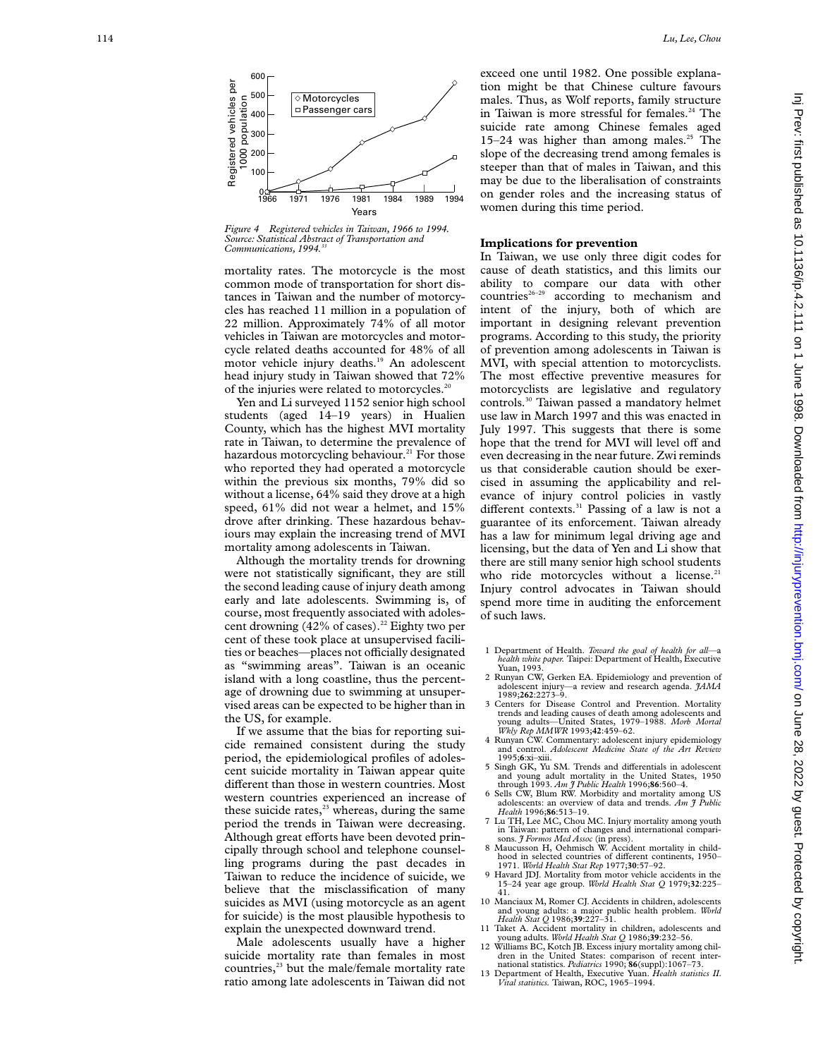Figure 4 Registered vehicles in Taiwan, 1966 to 1994. Source: Statistical Abstract of Transportation and Communications, 1994.[33]

mortality rates. The motorcycle is the most common mode of transportation for short distances in Taiwan and the number of motorcycles has reached 11 million in a population of 22 million. Approximately 74% of all motor vehicles in Taiwan are motorcycles and motorcycle related deaths accounted for 48% of all motor vehicle injury deaths.[19] An adolescent head injury study in Taiwan showed that 72% of the injuries were related to motorcycles.[20]

Yen and Li surveyed 1152 senior high school students (aged 14–19 years) in Hualien County, which has the highest MVI mortality rate in Taiwan, to determine the prevalence of hazardous motorcycling behaviour.[21] For those who reported they had operated a motorcycle within the previous six months, 79% did so without a license, 64% said they drove at a high speed, 61% did not wear a helmet, and 15% drove after drinking. These hazardous behaviours may explain the increasing trend of MVI mortality among adolescents in Taiwan.

Although the mortality trends for drowning were not statistically significant, they are still the second leading cause of injury death among early and late adolescents. Swimming is, of course, most frequently associated with adolescent drowning (42% of cases).[22] Eighty two per cent of these took place at unsupervised facilities or beaches—places not officially designated as "swimming areas". Taiwan is an oceanic island with a long coastline, thus the percentage of drowning due to swimming at unsupervised areas can be expected to be higher than in the US, for example.

If we assume that the bias for reporting suicide remained consistent during the study period, the epidemiological profiles of adolescent suicide mortality in Taiwan appear quite different than those in western countries. Most western countries experienced an increase of these suicide rates,[23] whereas, during the same period the trends in Taiwan were decreasing. Although great efforts have been devoted principally through school and telephone counselling programs during the past decades in Taiwan to reduce the incidence of suicide, we believe that the misclassification of many suicides as MVI (using motorcycle as an agent for suicide) is the most plausible hypothesis to explain the unexpected downward trend.

Male adolescents usually have a higher suicide mortality rate than females in most countries,[23] but the male/female mortality rate ratio among late adolescents in Taiwan did not exceed one until 1982. One possible explanation might be that Chinese culture favours males. Thus, as Wolf reports, family structure in Taiwan is more stressful for females.[24] The suicide rate among Chinese females aged 15–24 was higher than among males.[25] The slope of the decreasing trend among females is steeper than that of males in Taiwan, and this may be due to the liberalisation of constraints on gender roles and the increasing status of women during this time period.

## Implications for prevention

In Taiwan, we use only three digit codes for cause of death statistics, and this limits our ability to compare our data with other countries[26–29] according to mechanism and intent of the injury, both of which are important in designing relevant prevention programs. According to this study, the priority of prevention among adolescents in Taiwan is MVI, with special attention to motorcyclists. The most effective preventive measures for motorcyclists are legislative and regulatory controls.[30] Taiwan passed a mandatory helmet use law in March 1997 and this was enacted in July 1997. This suggests that there is some hope that the trend for MVI will level off and even decreasing in the near future. Zwi reminds us that considerable caution should be exercised in assuming the applicability and relevance of injury control policies in vastly different contexts.[31] Passing of a law is not a guarantee of its enforcement. Taiwan already has a law for minimum legal driving age and licensing, but the data of Yen and Li show that there are still many senior high school students who ride motorcycles without a license.[21] Injury control advocates in Taiwan should spend more time in auditing the enforcement of such laws.

1. Department of Health. *Toward the goal of health for all—a health white paper.* Taipei: Department of Health, Executive Yuan, 1993.
2. Runyan CW, Gerken EA. Epidemiology and prevention of adolescent injury—a review and research agenda. *JAMA* 1989;**262**:2273–9.
3. Centers for Disease Control and Prevention. Mortality trends and leading causes of death among adolescents and young adults—United States, 1979–1988. *Morb Mortal Wkly Rep MMWR* 1993;**42**:459–62.
4. Runyan CW. Commentary: adolescent injury epidemiology and control. *Adolescent Medicine State of the Art Review* 1995;**6**:xi–xiii.
5. Singh GK, Yu SM. Trends and differentials in adolescent and young adult mortality in the United States, 1950 through 1993. *Am J Public Health* 1996;**86**:560–4.
6. Sells CW, Blum RW. Morbidity and mortality among US adolescents: an overview of data and trends. *Am J Public Health* 1996;**86**:513–19.
7. Lu TH, Lee MC, Chou MC. Injury mortality among youth in Taiwan: pattern of changes and international comparisons. *J Formos Med Assoc* (in press).
8. Maucusson H, Oehmisch W. Accident mortality in childhood in selected countries of different continents, 1950–1971. *World Health Stat Rep* 1977;**30**:57–92.
9. Havard JDJ. Mortality from motor vehicle accidents in the 15–24 year age group. *World Health Stat Q* 1979;**32**:225–41.
10. Manciaux M, Romer CJ. Accidents in children, adolescents and young adults: a major public health problem. *World Health Stat Q* 1986;**39**:227–31.
11. Taket A. Accident mortality in children, adolescents and young adults. *World Health Stat Q* 1986;**39**:232–56.
12. Williams BC, Kotch JB. Excess injury mortality among children in the United States: comparison of recent international statistics. *Pediatrics* 1990; **86**(suppl):1067–73.
13. Department of Health, Executive Yuan. *Health statistics II. Vital statistics.* Taiwan, ROC, 1965–1994.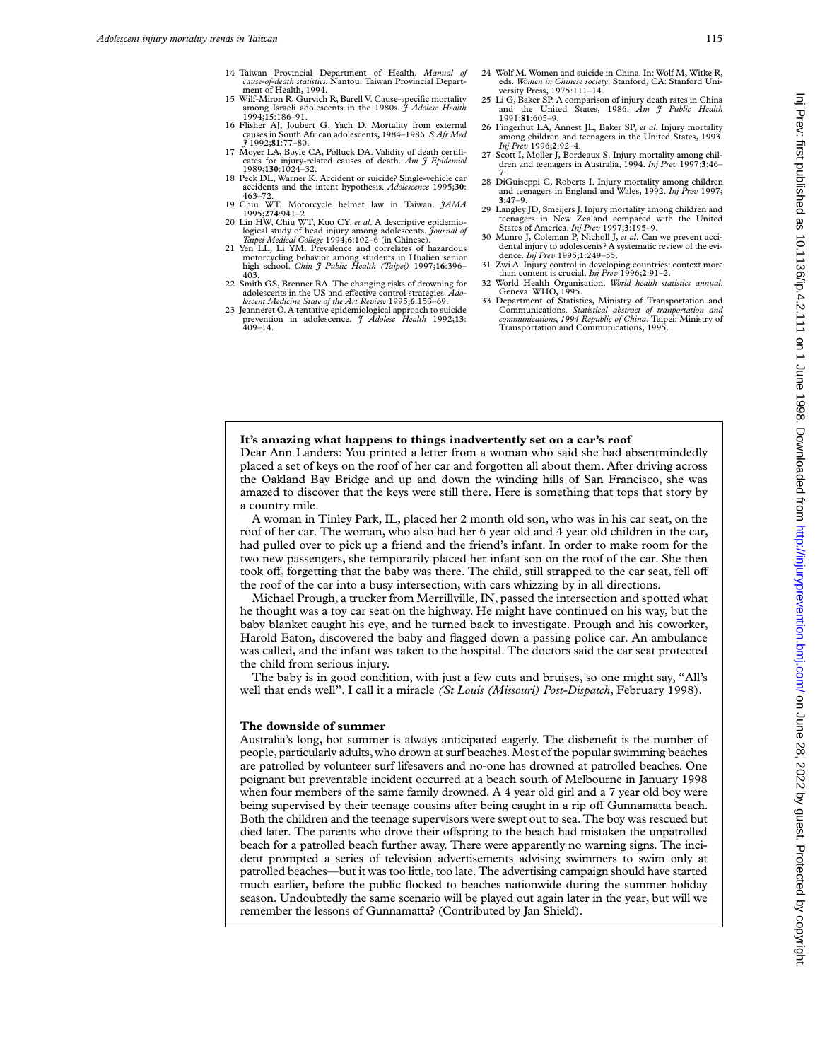14 Taiwan Provincial Department of Health. *Manual of cause-of-death statistics.* Nantou: Taiwan Provincial Department of Health, 1994.

15 Wilf-Miron R, Gurvich R, Barell V. Cause-specific mortality among Israeli adolescents in the 1980s. *J Adolesc Health* 1994;**15**:186–91.

16 Flisher AJ, Joubert G, Yach D. Mortality from external causes in South African adolescents, 1984–1986. *S Afr Med J* 1992;**81**:77–80.

17 Moyer LA, Boyle CA, Polluck DA. Validity of death certificates for injury-related causes of death. *Am J Epidemiol* 1989;**130**:1024–32.

18 Peck DL, Warner K. Accident or suicide? Single-vehicle car accidents and the intent hypothesis. *Adolescence* 1995;**30**: 463–72.

19 Chiu WT. Motorcycle helmet law in Taiwan. *JAMA* 1995;**274**:941–2

20 Lin HW, Chiu WT, Kuo CY, *et al*. A descriptive epidemiological study of head injury among adolescents. *Journal of Taipei Medical College* 1994;**6**:102–6 (in Chinese).

21 Yen LL, Li YM. Prevalence and correlates of hazardous motorcycling behavior among students in Hualien senior high school. *Chin J Public Health (Taipei)* 1997;**16**:396–403.

22 Smith GS, Brenner RA. The changing risks of drowning for adolescents in the US and effective control strategies. *Adolescent Medicine State of the Art Review* 1995;**6**:153–69.

23 Jeanneret O. A tentative epidemiological approach to suicide prevention in adolescence. *J Adolesc Health* 1992;**13**: 409–14.

24 Wolf M. Women and suicide in China. In: Wolf M, Witke R, eds. *Women in Chinese society*. Stanford, CA: Stanford University Press, 1975:111–14.

25 Li G, Baker SP. A comparison of injury death rates in China and the United States, 1986. *Am J Public Health* 1991;**81**:605–9.

26 Fingerhut LA, Annest JL, Baker SP, *et al*. Injury mortality among children and teenagers in the United States, 1993. *Inj Prev* 1996;**2**:92–4.

27 Scott I, Moller J, Bordeaux S. Injury mortality among children and teenagers in Australia, 1994. *Inj Prev* 1997;**3**:46–7.

28 DiGuiseppi C, Roberts I. Injury mortality among children and teenagers in England and Wales, 1992. *Inj Prev* 1997; **3**:47–9.

29 Langley JD, Smeijers J. Injury mortality among children and teenagers in New Zealand compared with the United States of America. *Inj Prev* 1997;**3**:195–9.

30 Munro J, Coleman P, Nicholl J, *et al*. Can we prevent accidental injury to adolescents? A systematic review of the evidence. *Inj Prev* 1995;**1**:249–55.

31 Zwi A. Injury control in developing countries: context more than content is crucial. *Inj Prev* 1996;**2**:91–2.

32 World Health Organisation. *World health statistics annual*. Geneva: WHO, 1995.

33 Department of Statistics, Ministry of Transportation and Communications. *Statistical abstract of tranportation and communications, 1994 Republic of China*. Taipei: Ministry of Transportation and Communications, 1995.

**It's amazing what happens to things inadvertently set on a car's roof**

Dear Ann Landers: You printed a letter from a woman who said she had absentmindedly placed a set of keys on the roof of her car and forgotten all about them. After driving across the Oakland Bay Bridge and up and down the winding hills of San Francisco, she was amazed to discover that the keys were still there. Here is something that tops that story by a country mile.

A woman in Tinley Park, IL, placed her 2 month old son, who was in his car seat, on the roof of her car. The woman, who also had her 6 year old and 4 year old children in the car, had pulled over to pick up a friend and the friend's infant. In order to make room for the two new passengers, she temporarily placed her infant son on the roof of the car. She then took off, forgetting that the baby was there. The child, still strapped to the car seat, fell off the roof of the car into a busy intersection, with cars whizzing by in all directions.

Michael Prough, a trucker from Merrillville, IN, passed the intersection and spotted what he thought was a toy car seat on the highway. He might have continued on his way, but the baby blanket caught his eye, and he turned back to investigate. Prough and his coworker, Harold Eaton, discovered the baby and flagged down a passing police car. An ambulance was called, and the infant was taken to the hospital. The doctors said the car seat protected the child from serious injury.

The baby is in good condition, with just a few cuts and bruises, so one might say, "All's well that ends well". I call it a miracle *(St Louis (Missouri) Post-Dispatch*, February 1998).

**The downside of summer**

Australia's long, hot summer is always anticipated eagerly. The disbenefit is the number of people, particularly adults, who drown at surf beaches. Most of the popular swimming beaches are patrolled by volunteer surf lifesavers and no-one has drowned at patrolled beaches. One poignant but preventable incident occurred at a beach south of Melbourne in January 1998 when four members of the same family drowned. A 4 year old girl and a 7 year old boy were being supervised by their teenage cousins after being caught in a rip off Gunnamatta beach. Both the children and the teenage supervisors were swept out to sea. The boy was rescued but died later. The parents who drove their offspring to the beach had mistaken the unpatrolled beach for a patrolled beach further away. There were apparently no warning signs. The incident prompted a series of television advertisements advising swimmers to swim only at patrolled beaches—but it was too little, too late. The advertising campaign should have started much earlier, before the public flocked to beaches nationwide during the summer holiday season. Undoubtedly the same scenario will be played out again later in the year, but will we remember the lessons of Gunnamatta? (Contributed by Jan Shield).